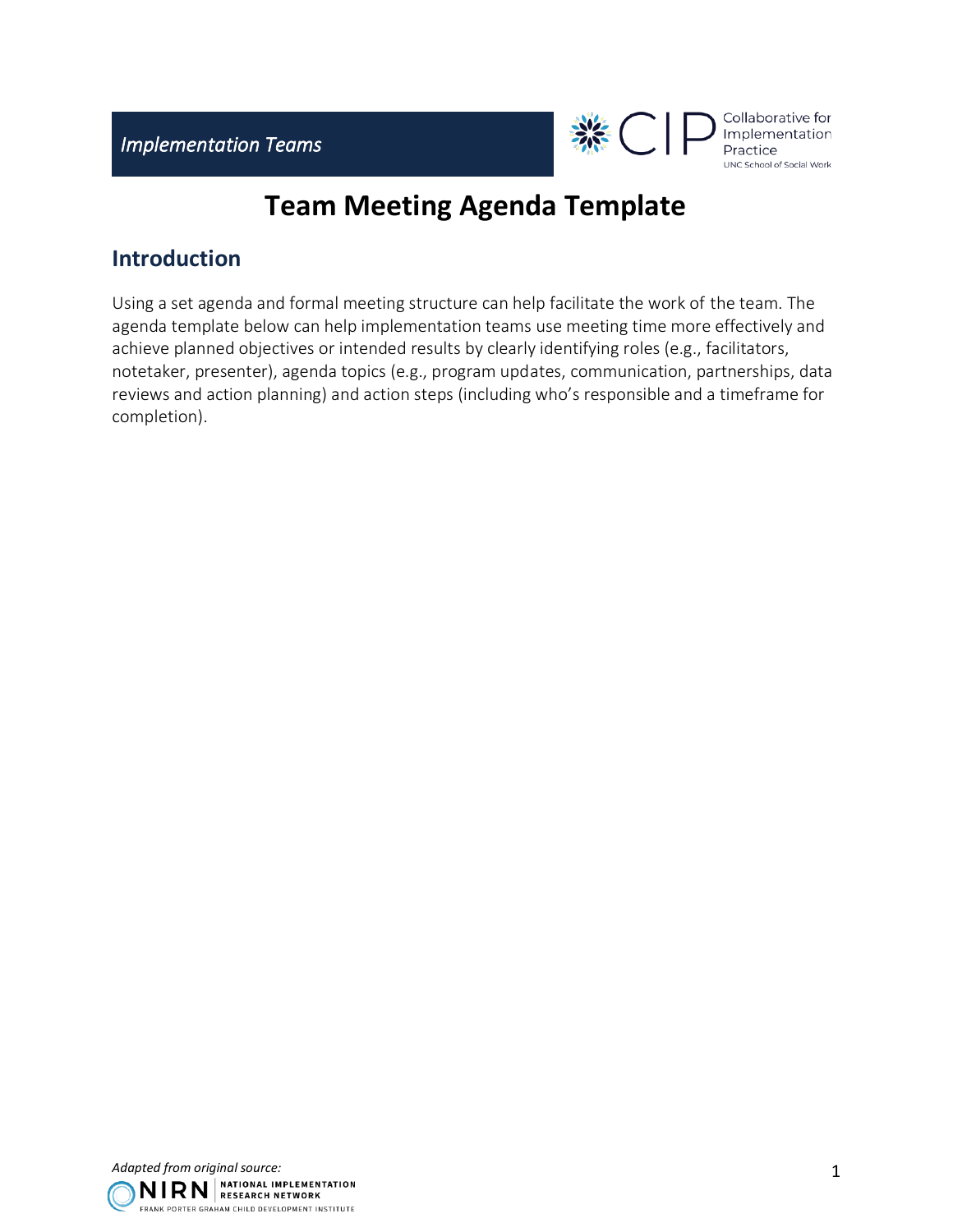*Implementation Teams*

# Team Meeting Agenda Template

## Introduction

Using a set agenda and formal meeting structure can help facilitate the work of the team. The agenda template below can help implementation teams use meeting time more effectively and achieve planned objectives or intended results by clearly identifying roles (e.g., facilitators, notetaker, presenter), agenda topics (e.g., program updates, communication, partnerships, data reviews and action planning) and action steps (including who's responsible and a timeframe for completion).

*Adapted from original source:*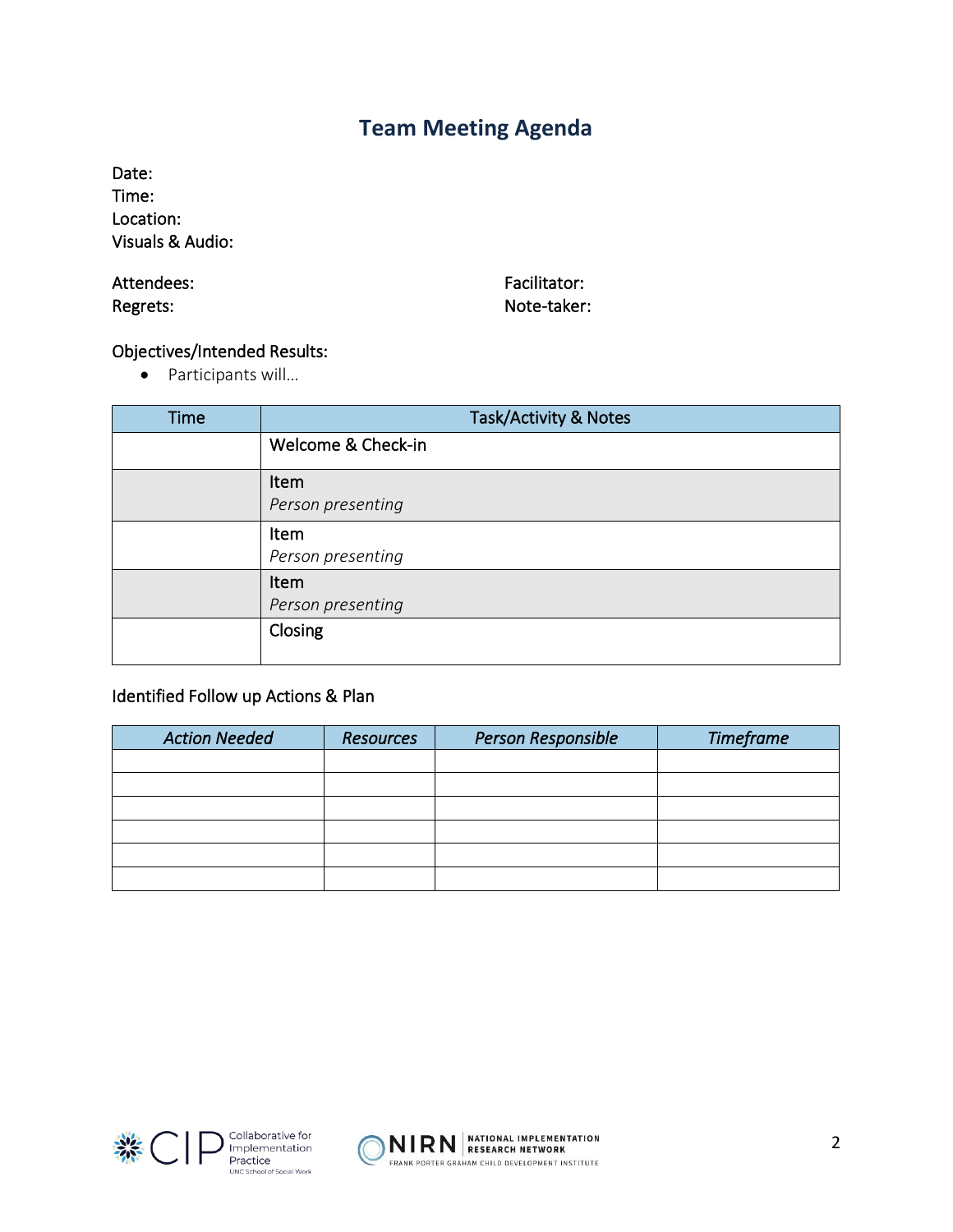# Team Meeting Agenda

Date:
Time:
Location:
Visuals & Audio:

Attendees:
Regrets:

Facilitator:
Note-taker:

Objectives/Intended Results:

- Participants will…

| Time | Task/Activity & Notes |
|---|---|
| | Welcome & Check-in |
| | Item<br>*Person presenting* |
| | Item<br>*Person presenting* |
| | Item<br>*Person presenting* |
| | Closing |

Identified Follow up Actions & Plan

| *Action Needed* | *Resources* | *Person Responsible* | *Timeframe* |
|---|---|---|---|
| | | | |
| | | | |
| | | | |
| | | | |
| | | | |
| | | | |

CIP Collaborative for Implementation Practice UNC School of Social Work

NIRN National Implementation Research Network Frank Porter Graham Child Development Institute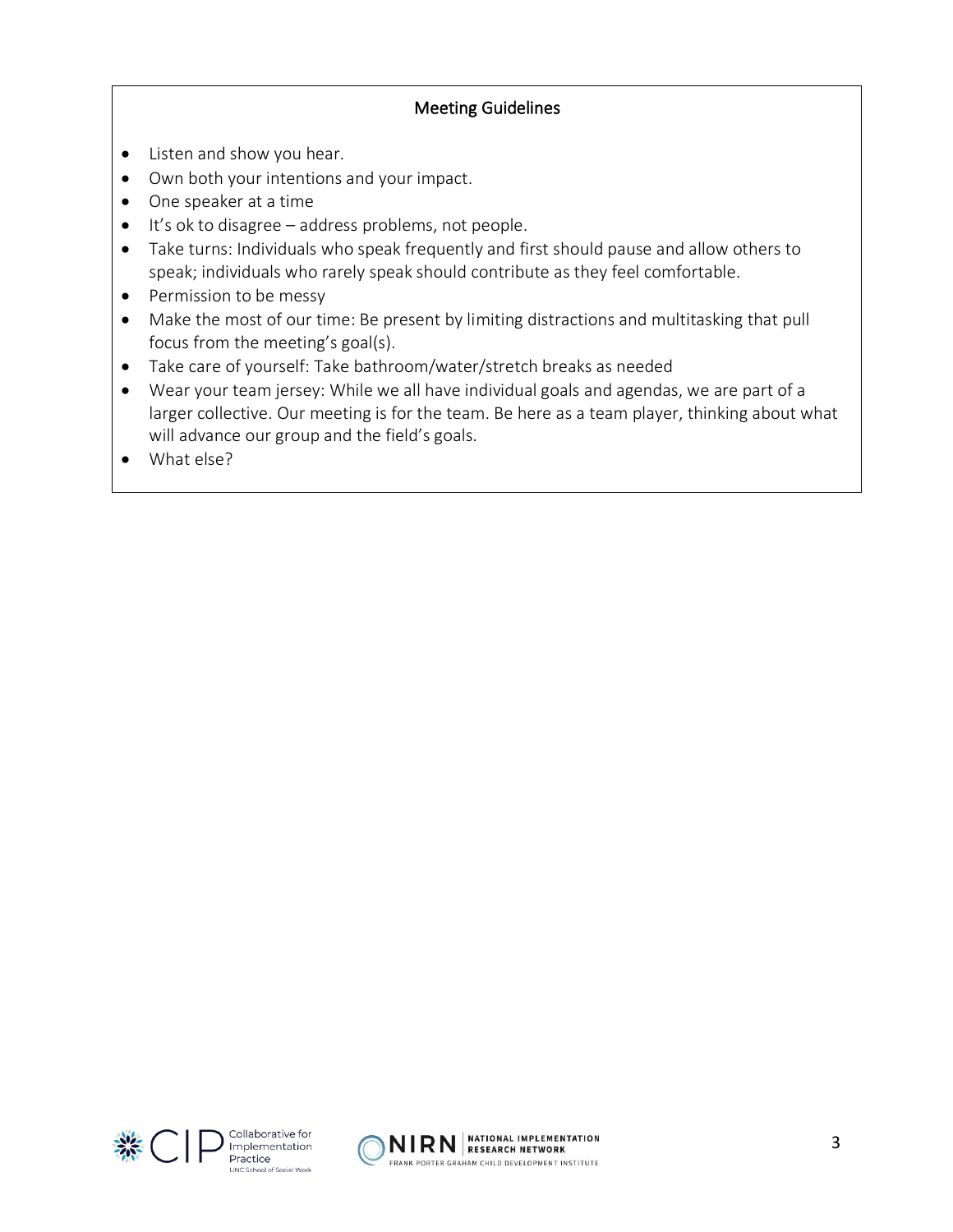## Meeting Guidelines

- Listen and show you hear.
- Own both your intentions and your impact.
- One speaker at a time
- It's ok to disagree – address problems, not people.
- Take turns: Individuals who speak frequently and first should pause and allow others to speak; individuals who rarely speak should contribute as they feel comfortable.
- Permission to be messy
- Make the most of our time: Be present by limiting distractions and multitasking that pull focus from the meeting's goal(s).
- Take care of yourself: Take bathroom/water/stretch breaks as needed
- Wear your team jersey: While we all have individual goals and agendas, we are part of a larger collective. Our meeting is for the team. Be here as a team player, thinking about what will advance our group and the field's goals.
- What else?